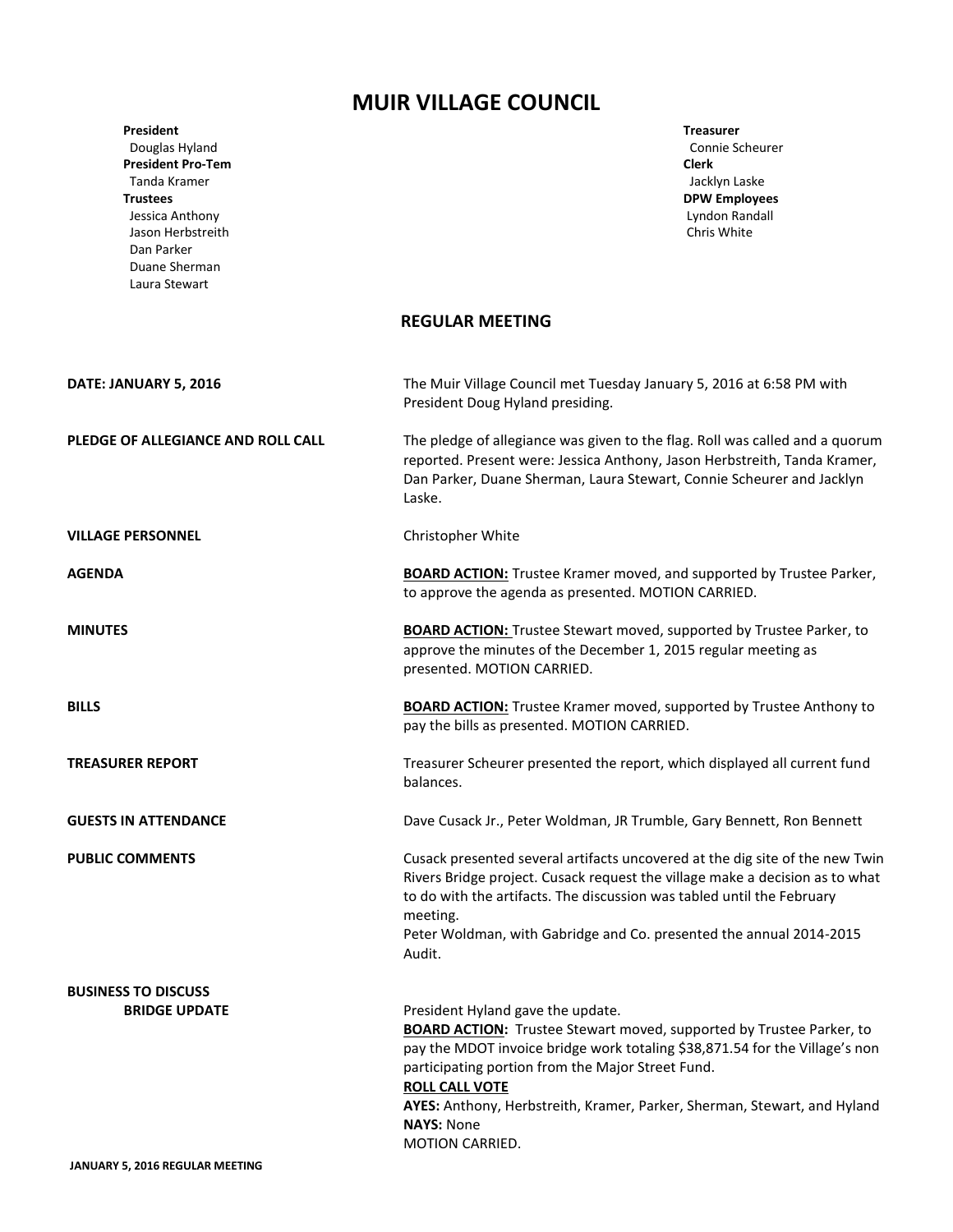# MUIR VILLAGE COUNCIL

**President**
Douglas Hyland
**President Pro-Tem**
Tanda Kramer
**Trustees**
Jessica Anthony
Jason Herbstreith
Dan Parker
Duane Sherman
Laura Stewart

**Treasurer**
Connie Scheurer
**Clerk**
Jacklyn Laske
**DPW Employees**
Lyndon Randall
Chris White

## REGULAR MEETING

**DATE: JANUARY 5, 2016**

The Muir Village Council met Tuesday January 5, 2016 at 6:58 PM with President Doug Hyland presiding.

**PLEDGE OF ALLEGIANCE AND ROLL CALL**

The pledge of allegiance was given to the flag. Roll was called and a quorum reported. Present were: Jessica Anthony, Jason Herbstreith, Tanda Kramer, Dan Parker, Duane Sherman, Laura Stewart, Connie Scheurer and Jacklyn Laske.

**VILLAGE PERSONNEL**

Christopher White

**AGENDA**

**BOARD ACTION:** Trustee Kramer moved, and supported by Trustee Parker, to approve the agenda as presented. MOTION CARRIED.

**MINUTES**

**BOARD ACTION:** Trustee Stewart moved, supported by Trustee Parker, to approve the minutes of the December 1, 2015 regular meeting as presented. MOTION CARRIED.

**BILLS**

**BOARD ACTION:** Trustee Kramer moved, supported by Trustee Anthony to pay the bills as presented. MOTION CARRIED.

**TREASURER REPORT**

Treasurer Scheurer presented the report, which displayed all current fund balances.

**GUESTS IN ATTENDANCE**

Dave Cusack Jr., Peter Woldman, JR Trumble, Gary Bennett, Ron Bennett

**PUBLIC COMMENTS**

Cusack presented several artifacts uncovered at the dig site of the new Twin Rivers Bridge project. Cusack request the village make a decision as to what to do with the artifacts. The discussion was tabled until the February meeting.
Peter Woldman, with Gabridge and Co. presented the annual 2014-2015 Audit.

**BUSINESS TO DISCUSS**

**BRIDGE UPDATE**

President Hyland gave the update.
**BOARD ACTION:** Trustee Stewart moved, supported by Trustee Parker, to pay the MDOT invoice bridge work totaling $38,871.54 for the Village's non participating portion from the Major Street Fund.
**ROLL CALL VOTE**
**AYES:** Anthony, Herbstreith, Kramer, Parker, Sherman, Stewart, and Hyland
**NAYS:** None
MOTION CARRIED.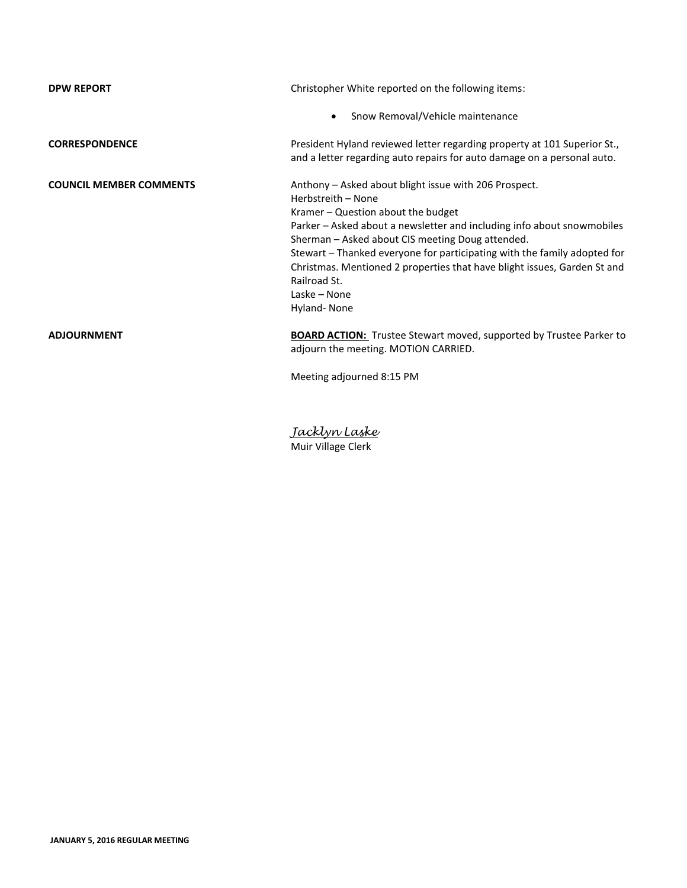**DPW REPORT**

Christopher White reported on the following items:

- Snow Removal/Vehicle maintenance

**CORRESPONDENCE**

President Hyland reviewed letter regarding property at 101 Superior St., and a letter regarding auto repairs for auto damage on a personal auto.

**COUNCIL MEMBER COMMENTS**

Anthony – Asked about blight issue with 206 Prospect.
Herbstreith – None
Kramer – Question about the budget
Parker – Asked about a newsletter and including info about snowmobiles
Sherman – Asked about CIS meeting Doug attended.
Stewart – Thanked everyone for participating with the family adopted for Christmas. Mentioned 2 properties that have blight issues, Garden St and Railroad St.
Laske – None
Hyland- None

**ADJOURNMENT**

**BOARD ACTION:** Trustee Stewart moved, supported by Trustee Parker to adjourn the meeting. MOTION CARRIED.

Meeting adjourned 8:15 PM

*Jacklyn Laske*
Muir Village Clerk